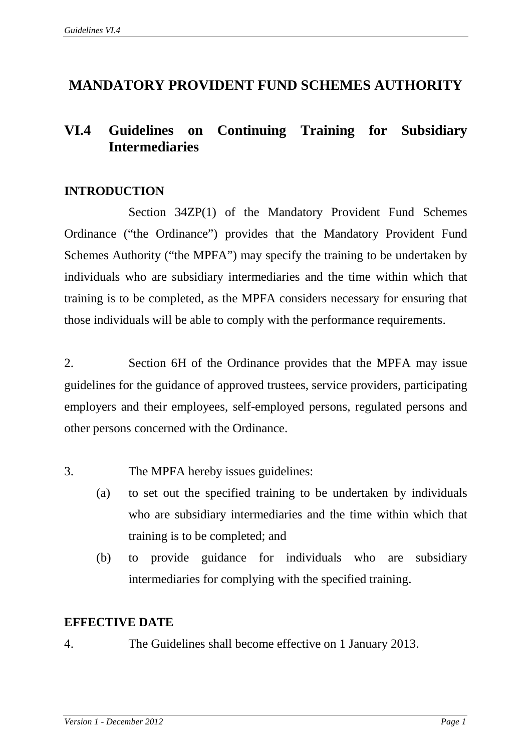# MANDATORY PROVIDENT FUND SCHEMES AUTHORITY

## VI.4 Guidelines on Continuing Training for Subsidiary Intermediaries

### INTRODUCTION

Section 34ZP(1) of the Mandatory Provident Fund Schemes Ordinance ("the Ordinance") provides that the Mandatory Provident Fund Schemes Authority ("the MPFA") may specify the training to be undertaken by individuals who are subsidiary intermediaries and the time within which that training is to be completed, as the MPFA considers necessary for ensuring that those individuals will be able to comply with the performance requirements.

2. Section 6H of the Ordinance provides that the MPFA may issue guidelines for the guidance of approved trustees, service providers, participating employers and their employees, self-employed persons, regulated persons and other persons concerned with the Ordinance.

3. The MPFA hereby issues guidelines:

(a) to set out the specified training to be undertaken by individuals who are subsidiary intermediaries and the time within which that training is to be completed; and

(b) to provide guidance for individuals who are subsidiary intermediaries for complying with the specified training.

### EFFECTIVE DATE

4. The Guidelines shall become effective on 1 January 2013.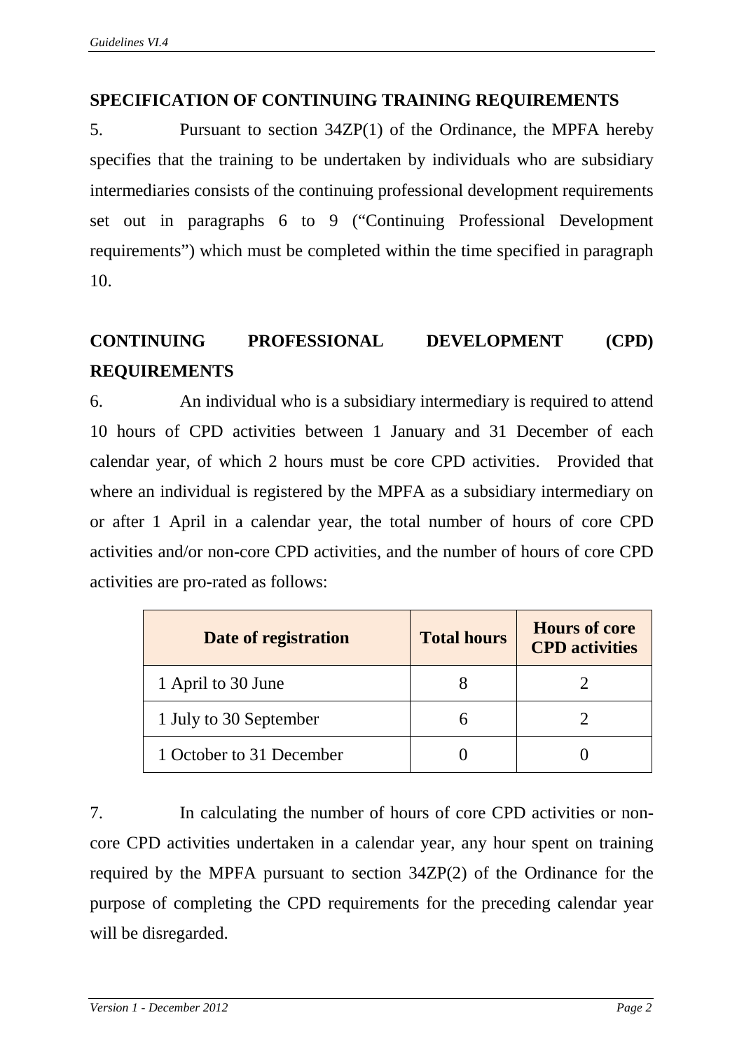## SPECIFICATION OF CONTINUING TRAINING REQUIREMENTS

5. Pursuant to section 34ZP(1) of the Ordinance, the MPFA hereby specifies that the training to be undertaken by individuals who are subsidiary intermediaries consists of the continuing professional development requirements set out in paragraphs 6 to 9 ("Continuing Professional Development requirements") which must be completed within the time specified in paragraph 10.

## CONTINUING PROFESSIONAL DEVELOPMENT (CPD) REQUIREMENTS

6. An individual who is a subsidiary intermediary is required to attend 10 hours of CPD activities between 1 January and 31 December of each calendar year, of which 2 hours must be core CPD activities. Provided that where an individual is registered by the MPFA as a subsidiary intermediary on or after 1 April in a calendar year, the total number of hours of core CPD activities and/or non-core CPD activities, and the number of hours of core CPD activities are pro-rated as follows:

| Date of registration | Total hours | Hours of core CPD activities |
|---|---|---|
| 1 April to 30 June | 8 | 2 |
| 1 July to 30 September | 6 | 2 |
| 1 October to 31 December | 0 | 0 |

7. In calculating the number of hours of core CPD activities or non-core CPD activities undertaken in a calendar year, any hour spent on training required by the MPFA pursuant to section 34ZP(2) of the Ordinance for the purpose of completing the CPD requirements for the preceding calendar year will be disregarded.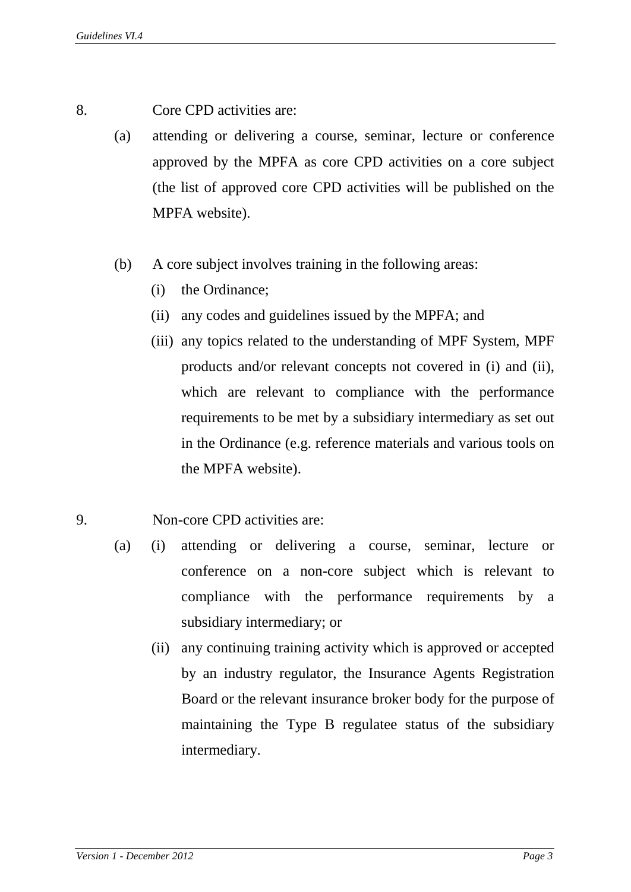8. Core CPD activities are:

   (a) attending or delivering a course, seminar, lecture or conference approved by the MPFA as core CPD activities on a core subject (the list of approved core CPD activities will be published on the MPFA website).

   (b) A core subject involves training in the following areas:

      (i) the Ordinance;

      (ii) any codes and guidelines issued by the MPFA; and

      (iii) any topics related to the understanding of MPF System, MPF products and/or relevant concepts not covered in (i) and (ii), which are relevant to compliance with the performance requirements to be met by a subsidiary intermediary as set out in the Ordinance (e.g. reference materials and various tools on the MPFA website).

9. Non-core CPD activities are:

   (a) (i) attending or delivering a course, seminar, lecture or conference on a non-core subject which is relevant to compliance with the performance requirements by a subsidiary intermediary; or

      (ii) any continuing training activity which is approved or accepted by an industry regulator, the Insurance Agents Registration Board or the relevant insurance broker body for the purpose of maintaining the Type B regulatee status of the subsidiary intermediary.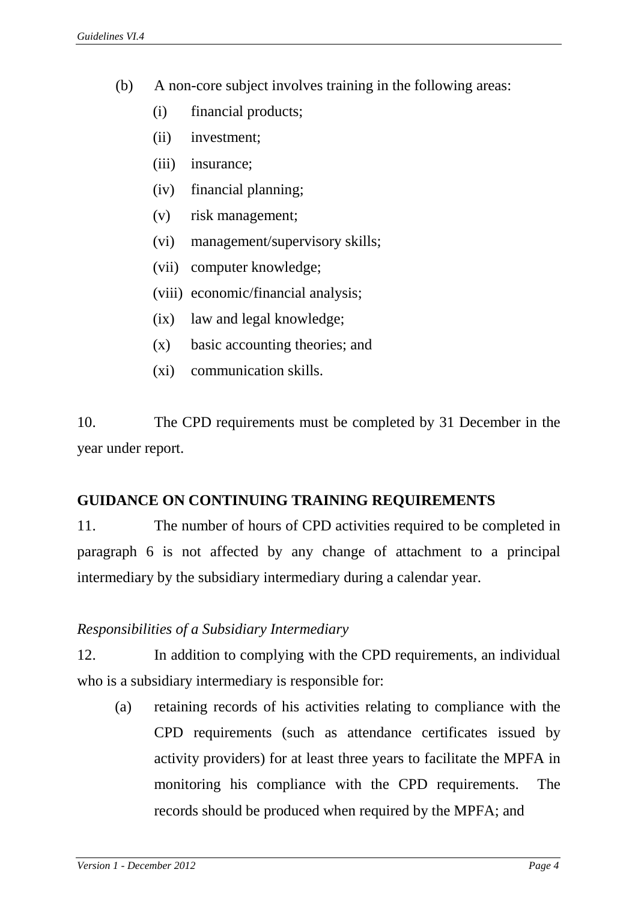(b) A non-core subject involves training in the following areas:

   (i) financial products;

   (ii) investment;

   (iii) insurance;

   (iv) financial planning;

   (v) risk management;

   (vi) management/supervisory skills;

   (vii) computer knowledge;

   (viii) economic/financial analysis;

   (ix) law and legal knowledge;

   (x) basic accounting theories; and

   (xi) communication skills.

10. The CPD requirements must be completed by 31 December in the year under report.

## GUIDANCE ON CONTINUING TRAINING REQUIREMENTS

11. The number of hours of CPD activities required to be completed in paragraph 6 is not affected by any change of attachment to a principal intermediary by the subsidiary intermediary during a calendar year.

*Responsibilities of a Subsidiary Intermediary*

12. In addition to complying with the CPD requirements, an individual who is a subsidiary intermediary is responsible for:

(a) retaining records of his activities relating to compliance with the CPD requirements (such as attendance certificates issued by activity providers) for at least three years to facilitate the MPFA in monitoring his compliance with the CPD requirements. The records should be produced when required by the MPFA; and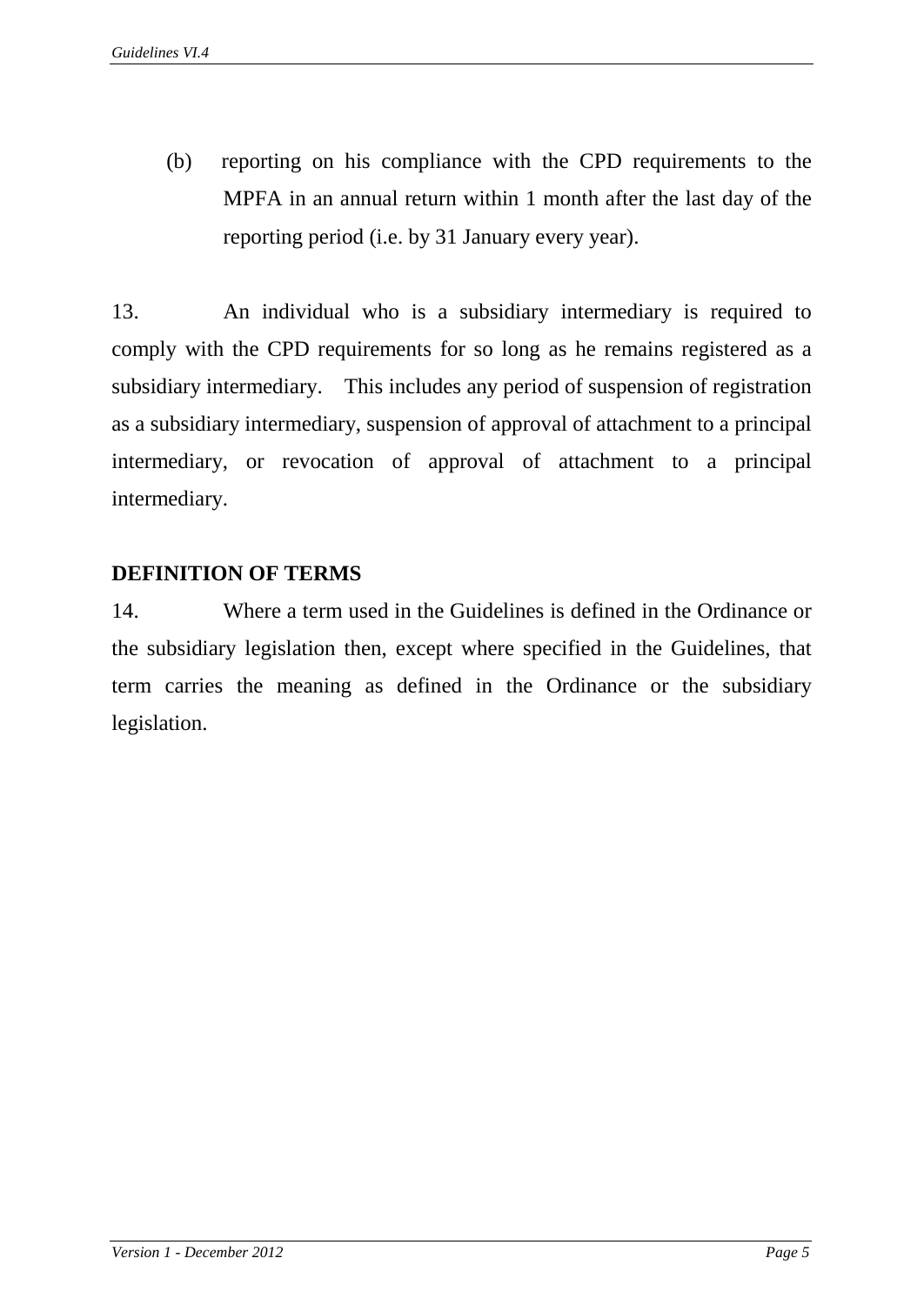(b) reporting on his compliance with the CPD requirements to the MPFA in an annual return within 1 month after the last day of the reporting period (i.e. by 31 January every year).

13. An individual who is a subsidiary intermediary is required to comply with the CPD requirements for so long as he remains registered as a subsidiary intermediary. This includes any period of suspension of registration as a subsidiary intermediary, suspension of approval of attachment to a principal intermediary, or revocation of approval of attachment to a principal intermediary.

## DEFINITION OF TERMS

14. Where a term used in the Guidelines is defined in the Ordinance or the subsidiary legislation then, except where specified in the Guidelines, that term carries the meaning as defined in the Ordinance or the subsidiary legislation.